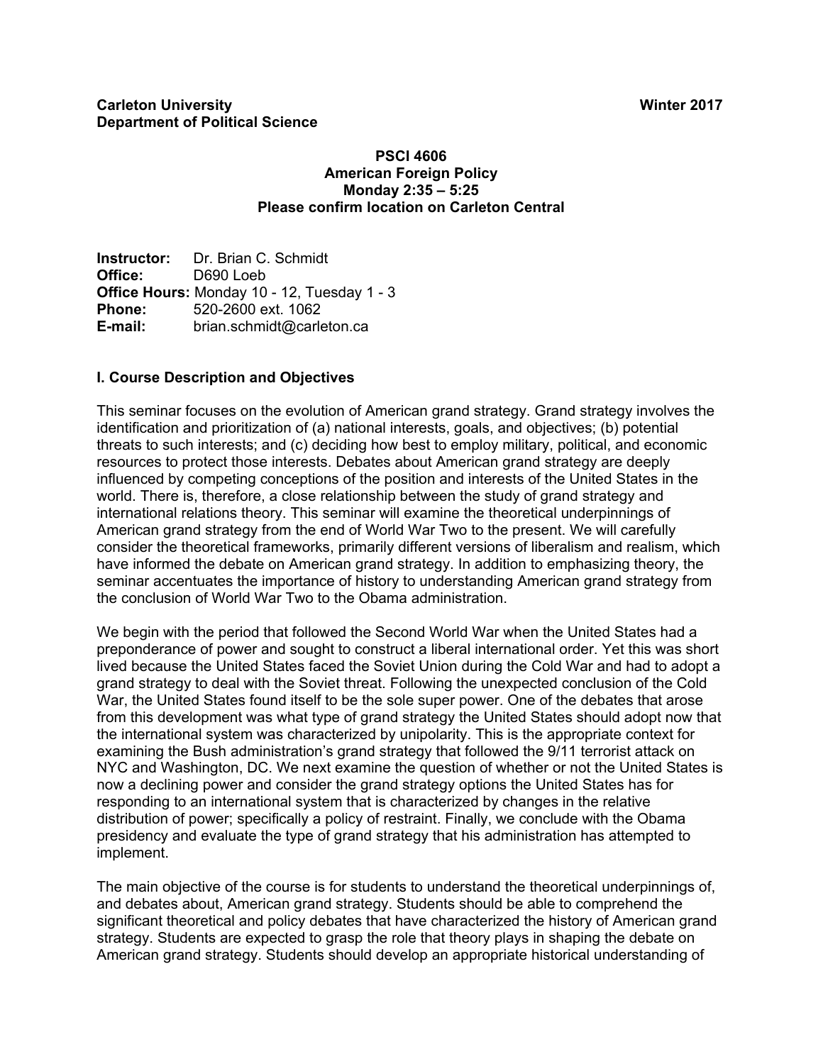**Carleton University** **Winter 2017**
**Department of Political Science**

# PSCI 4606
## American Foreign Policy
**Monday 2:35 – 5:25**
**Please confirm location on Carleton Central**

**Instructor:** Dr. Brian C. Schmidt
**Office:** D690 Loeb
**Office Hours:** Monday 10 - 12, Tuesday 1 - 3
**Phone:** 520-2600 ext. 1062
**E-mail:** brian.schmidt@carleton.ca

### I. Course Description and Objectives

This seminar focuses on the evolution of American grand strategy. Grand strategy involves the identification and prioritization of (a) national interests, goals, and objectives; (b) potential threats to such interests; and (c) deciding how best to employ military, political, and economic resources to protect those interests. Debates about American grand strategy are deeply influenced by competing conceptions of the position and interests of the United States in the world. There is, therefore, a close relationship between the study of grand strategy and international relations theory. This seminar will examine the theoretical underpinnings of American grand strategy from the end of World War Two to the present. We will carefully consider the theoretical frameworks, primarily different versions of liberalism and realism, which have informed the debate on American grand strategy. In addition to emphasizing theory, the seminar accentuates the importance of history to understanding American grand strategy from the conclusion of World War Two to the Obama administration.

We begin with the period that followed the Second World War when the United States had a preponderance of power and sought to construct a liberal international order. Yet this was short lived because the United States faced the Soviet Union during the Cold War and had to adopt a grand strategy to deal with the Soviet threat. Following the unexpected conclusion of the Cold War, the United States found itself to be the sole super power. One of the debates that arose from this development was what type of grand strategy the United States should adopt now that the international system was characterized by unipolarity. This is the appropriate context for examining the Bush administration's grand strategy that followed the 9/11 terrorist attack on NYC and Washington, DC. We next examine the question of whether or not the United States is now a declining power and consider the grand strategy options the United States has for responding to an international system that is characterized by changes in the relative distribution of power; specifically a policy of restraint. Finally, we conclude with the Obama presidency and evaluate the type of grand strategy that his administration has attempted to implement.

The main objective of the course is for students to understand the theoretical underpinnings of, and debates about, American grand strategy. Students should be able to comprehend the significant theoretical and policy debates that have characterized the history of American grand strategy. Students are expected to grasp the role that theory plays in shaping the debate on American grand strategy. Students should develop an appropriate historical understanding of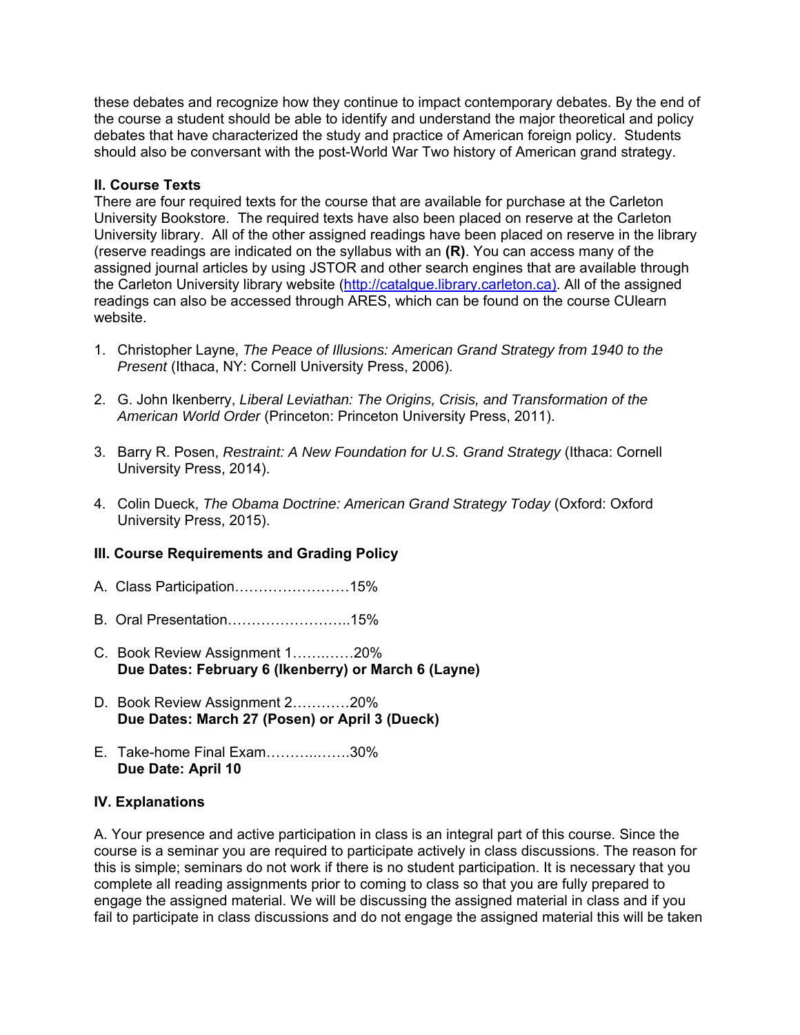these debates and recognize how they continue to impact contemporary debates. By the end of the course a student should be able to identify and understand the major theoretical and policy debates that have characterized the study and practice of American foreign policy. Students should also be conversant with the post-World War Two history of American grand strategy.

**II. Course Texts**

There are four required texts for the course that are available for purchase at the Carleton University Bookstore. The required texts have also been placed on reserve at the Carleton University library. All of the other assigned readings have been placed on reserve in the library (reserve readings are indicated on the syllabus with an **(R)**. You can access many of the assigned journal articles by using JSTOR and other search engines that are available through the Carleton University library website (http://catalgue.library.carleton.ca). All of the assigned readings can also be accessed through ARES, which can be found on the course CUlearn website.

1. Christopher Layne, *The Peace of Illusions: American Grand Strategy from 1940 to the Present* (Ithaca, NY: Cornell University Press, 2006).

2. G. John Ikenberry, *Liberal Leviathan: The Origins, Crisis, and Transformation of the American World Order* (Princeton: Princeton University Press, 2011).

3. Barry R. Posen, *Restraint: A New Foundation for U.S. Grand Strategy* (Ithaca: Cornell University Press, 2014).

4. Colin Dueck, *The Obama Doctrine: American Grand Strategy Today* (Oxford: Oxford University Press, 2015).

**III. Course Requirements and Grading Policy**

A. Class Participation……………………15%

B. Oral Presentation……………………..15%

C. Book Review Assignment 1………….20%
**Due Dates: February 6 (Ikenberry) or March 6 (Layne)**

D. Book Review Assignment 2…………20%
**Due Dates: March 27 (Posen) or April 3 (Dueck)**

E. Take-home Final Exam……………….30%
**Due Date: April 10**

**IV. Explanations**

A. Your presence and active participation in class is an integral part of this course. Since the course is a seminar you are required to participate actively in class discussions. The reason for this is simple; seminars do not work if there is no student participation. It is necessary that you complete all reading assignments prior to coming to class so that you are fully prepared to engage the assigned material. We will be discussing the assigned material in class and if you fail to participate in class discussions and do not engage the assigned material this will be taken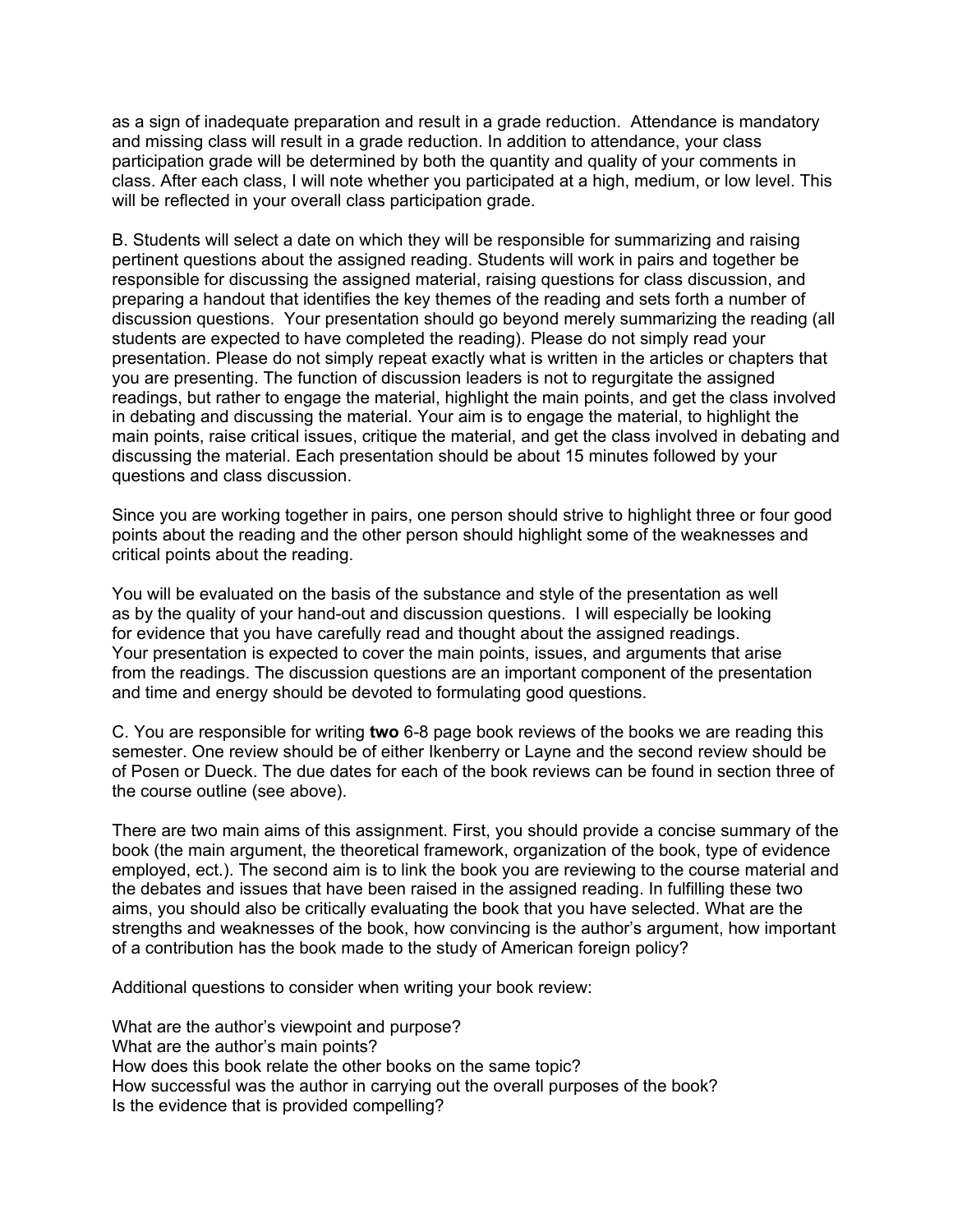as a sign of inadequate preparation and result in a grade reduction. Attendance is mandatory and missing class will result in a grade reduction. In addition to attendance, your class participation grade will be determined by both the quantity and quality of your comments in class. After each class, I will note whether you participated at a high, medium, or low level. This will be reflected in your overall class participation grade.

B. Students will select a date on which they will be responsible for summarizing and raising pertinent questions about the assigned reading. Students will work in pairs and together be responsible for discussing the assigned material, raising questions for class discussion, and preparing a handout that identifies the key themes of the reading and sets forth a number of discussion questions. Your presentation should go beyond merely summarizing the reading (all students are expected to have completed the reading). Please do not simply read your presentation. Please do not simply repeat exactly what is written in the articles or chapters that you are presenting. The function of discussion leaders is not to regurgitate the assigned readings, but rather to engage the material, highlight the main points, and get the class involved in debating and discussing the material. Your aim is to engage the material, to highlight the main points, raise critical issues, critique the material, and get the class involved in debating and discussing the material. Each presentation should be about 15 minutes followed by your questions and class discussion.

Since you are working together in pairs, one person should strive to highlight three or four good points about the reading and the other person should highlight some of the weaknesses and critical points about the reading.

You will be evaluated on the basis of the substance and style of the presentation as well as by the quality of your hand-out and discussion questions. I will especially be looking for evidence that you have carefully read and thought about the assigned readings. Your presentation is expected to cover the main points, issues, and arguments that arise from the readings. The discussion questions are an important component of the presentation and time and energy should be devoted to formulating good questions.

C. You are responsible for writing **two** 6-8 page book reviews of the books we are reading this semester. One review should be of either Ikenberry or Layne and the second review should be of Posen or Dueck. The due dates for each of the book reviews can be found in section three of the course outline (see above).

There are two main aims of this assignment. First, you should provide a concise summary of the book (the main argument, the theoretical framework, organization of the book, type of evidence employed, ect.). The second aim is to link the book you are reviewing to the course material and the debates and issues that have been raised in the assigned reading. In fulfilling these two aims, you should also be critically evaluating the book that you have selected. What are the strengths and weaknesses of the book, how convincing is the author's argument, how important of a contribution has the book made to the study of American foreign policy?

Additional questions to consider when writing your book review:

What are the author's viewpoint and purpose?
What are the author's main points?
How does this book relate the other books on the same topic?
How successful was the author in carrying out the overall purposes of the book?
Is the evidence that is provided compelling?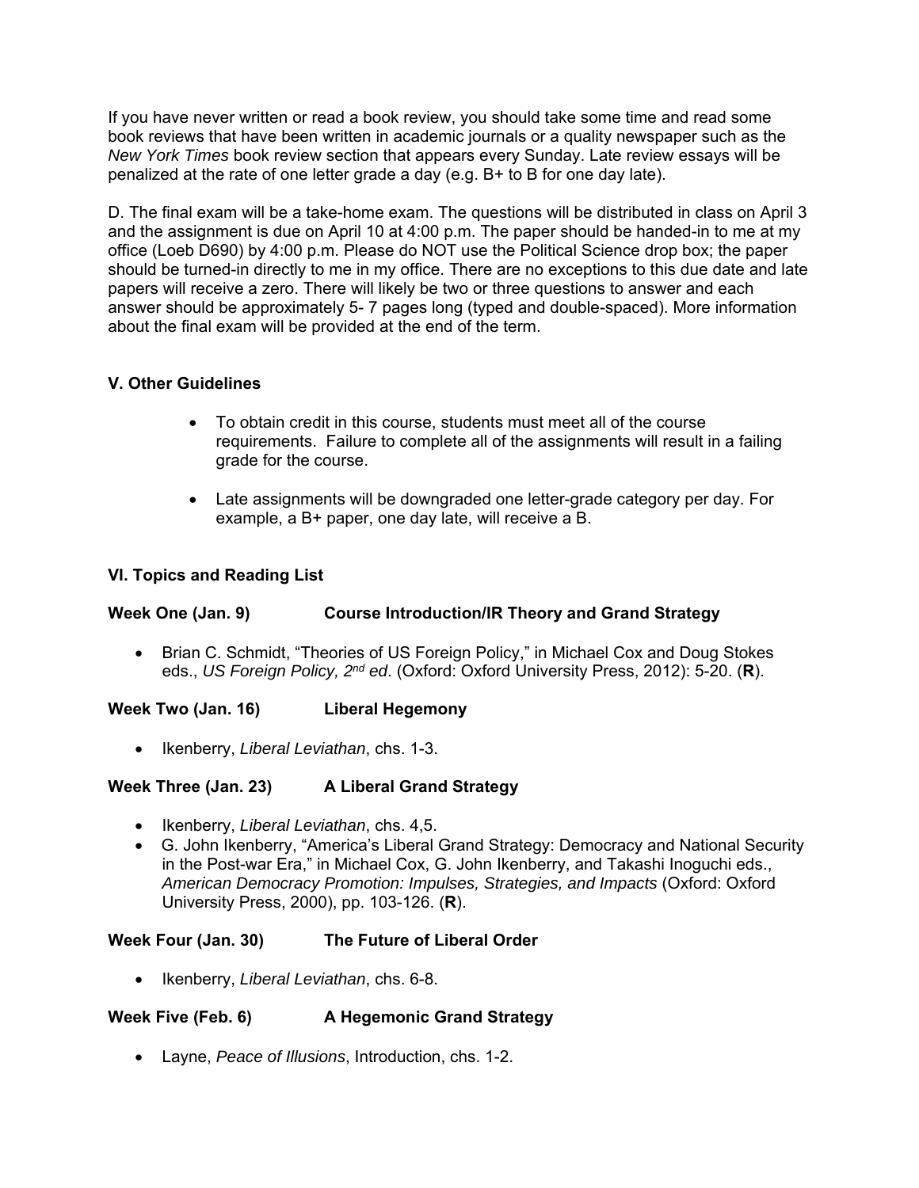If you have never written or read a book review, you should take some time and read some book reviews that have been written in academic journals or a quality newspaper such as the *New York Times* book review section that appears every Sunday. Late review essays will be penalized at the rate of one letter grade a day (e.g. B+ to B for one day late).

D. The final exam will be a take-home exam. The questions will be distributed in class on April 3 and the assignment is due on April 10 at 4:00 p.m. The paper should be handed-in to me at my office (Loeb D690) by 4:00 p.m. Please do NOT use the Political Science drop box; the paper should be turned-in directly to me in my office. There are no exceptions to this due date and late papers will receive a zero. There will likely be two or three questions to answer and each answer should be approximately 5- 7 pages long (typed and double-spaced). More information about the final exam will be provided at the end of the term.

## V. Other Guidelines

- To obtain credit in this course, students must meet all of the course requirements. Failure to complete all of the assignments will result in a failing grade for the course.
- Late assignments will be downgraded one letter-grade category per day. For example, a B+ paper, one day late, will receive a B.

## VI. Topics and Reading List

### Week One (Jan. 9) Course Introduction/IR Theory and Grand Strategy

- Brian C. Schmidt, "Theories of US Foreign Policy," in Michael Cox and Doug Stokes eds., *US Foreign Policy, 2nd ed*. (Oxford: Oxford University Press, 2012): 5-20. (**R**).

### Week Two (Jan. 16) Liberal Hegemony

- Ikenberry, *Liberal Leviathan*, chs. 1-3.

### Week Three (Jan. 23) A Liberal Grand Strategy

- Ikenberry, *Liberal Leviathan*, chs. 4,5.
- G. John Ikenberry, "America's Liberal Grand Strategy: Democracy and National Security in the Post-war Era," in Michael Cox, G. John Ikenberry, and Takashi Inoguchi eds., *American Democracy Promotion: Impulses, Strategies, and Impacts* (Oxford: Oxford University Press, 2000), pp. 103-126. (**R**).

### Week Four (Jan. 30) The Future of Liberal Order

- Ikenberry, *Liberal Leviathan*, chs. 6-8.

### Week Five (Feb. 6) A Hegemonic Grand Strategy

- Layne, *Peace of Illusions*, Introduction, chs. 1-2.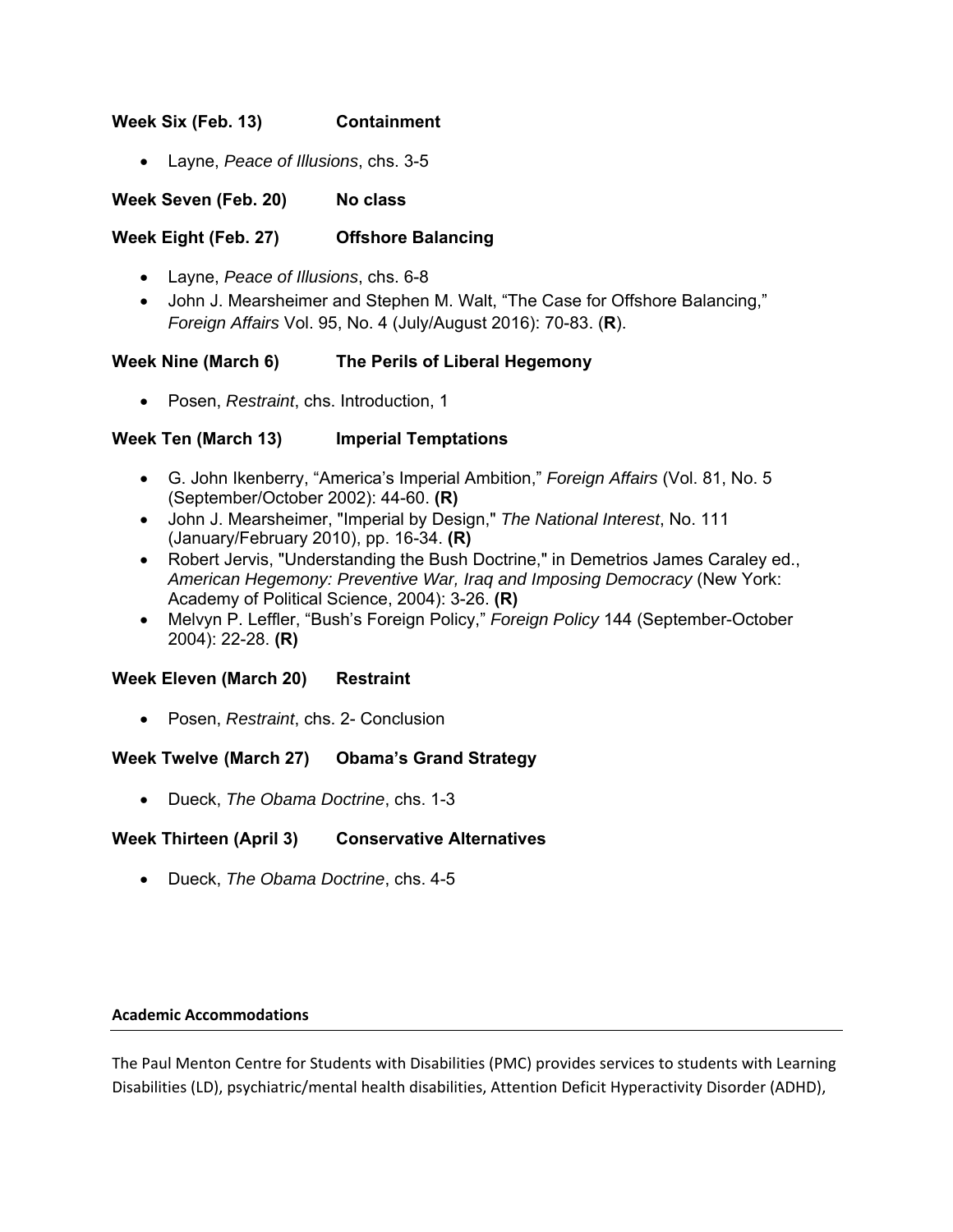**Week Six (Feb. 13) Containment**

- Layne, *Peace of Illusions*, chs. 3-5

**Week Seven (Feb. 20) No class**

**Week Eight (Feb. 27) Offshore Balancing**

- Layne, *Peace of Illusions*, chs. 6-8
- John J. Mearsheimer and Stephen M. Walt, "The Case for Offshore Balancing," *Foreign Affairs* Vol. 95, No. 4 (July/August 2016): 70-83. (**R**).

**Week Nine (March 6) The Perils of Liberal Hegemony**

- Posen, *Restraint*, chs. Introduction, 1

**Week Ten (March 13) Imperial Temptations**

- G. John Ikenberry, "America's Imperial Ambition," *Foreign Affairs* (Vol. 81, No. 5 (September/October 2002): 44-60. **(R)**
- John J. Mearsheimer, "Imperial by Design," *The National Interest*, No. 111 (January/February 2010), pp. 16-34. **(R)**
- Robert Jervis, "Understanding the Bush Doctrine," in Demetrios James Caraley ed., *American Hegemony: Preventive War, Iraq and Imposing Democracy* (New York: Academy of Political Science, 2004): 3-26. **(R)**
- Melvyn P. Leffler, "Bush's Foreign Policy," *Foreign Policy* 144 (September-October 2004): 22-28. **(R)**

**Week Eleven (March 20) Restraint**

- Posen, *Restraint*, chs. 2- Conclusion

**Week Twelve (March 27) Obama's Grand Strategy**

- Dueck, *The Obama Doctrine*, chs. 1-3

**Week Thirteen (April 3) Conservative Alternatives**

- Dueck, *The Obama Doctrine*, chs. 4-5

**Academic Accommodations**

The Paul Menton Centre for Students with Disabilities (PMC) provides services to students with Learning Disabilities (LD), psychiatric/mental health disabilities, Attention Deficit Hyperactivity Disorder (ADHD),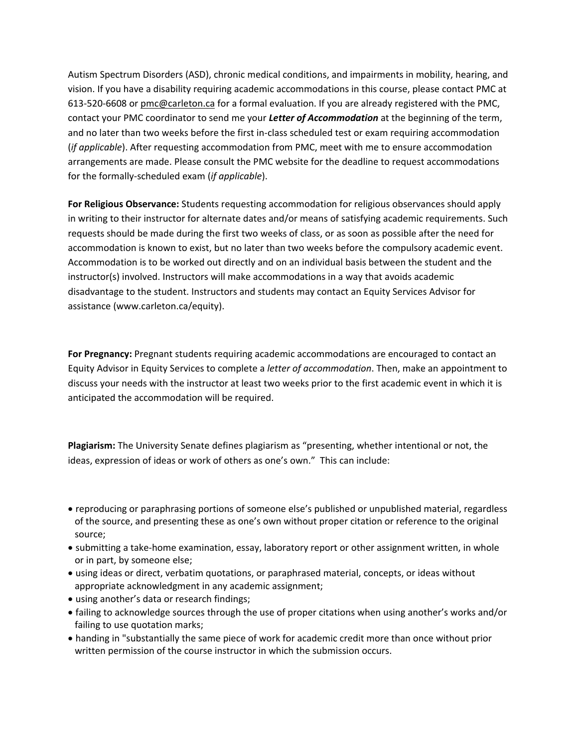Autism Spectrum Disorders (ASD), chronic medical conditions, and impairments in mobility, hearing, and vision. If you have a disability requiring academic accommodations in this course, please contact PMC at 613-520-6608 or pmc@carleton.ca for a formal evaluation. If you are already registered with the PMC, contact your PMC coordinator to send me your ***Letter of Accommodation*** at the beginning of the term, and no later than two weeks before the first in-class scheduled test or exam requiring accommodation (*if applicable*). After requesting accommodation from PMC, meet with me to ensure accommodation arrangements are made. Please consult the PMC website for the deadline to request accommodations for the formally-scheduled exam (*if applicable*).

**For Religious Observance:** Students requesting accommodation for religious observances should apply in writing to their instructor for alternate dates and/or means of satisfying academic requirements. Such requests should be made during the first two weeks of class, or as soon as possible after the need for accommodation is known to exist, but no later than two weeks before the compulsory academic event. Accommodation is to be worked out directly and on an individual basis between the student and the instructor(s) involved. Instructors will make accommodations in a way that avoids academic disadvantage to the student. Instructors and students may contact an Equity Services Advisor for assistance (www.carleton.ca/equity).

**For Pregnancy:** Pregnant students requiring academic accommodations are encouraged to contact an Equity Advisor in Equity Services to complete a *letter of accommodation*. Then, make an appointment to discuss your needs with the instructor at least two weeks prior to the first academic event in which it is anticipated the accommodation will be required.

**Plagiarism:** The University Senate defines plagiarism as "presenting, whether intentional or not, the ideas, expression of ideas or work of others as one's own." This can include:

- reproducing or paraphrasing portions of someone else's published or unpublished material, regardless of the source, and presenting these as one's own without proper citation or reference to the original source;
- submitting a take-home examination, essay, laboratory report or other assignment written, in whole or in part, by someone else;
- using ideas or direct, verbatim quotations, or paraphrased material, concepts, or ideas without appropriate acknowledgment in any academic assignment;
- using another's data or research findings;
- failing to acknowledge sources through the use of proper citations when using another's works and/or failing to use quotation marks;
- handing in "substantially the same piece of work for academic credit more than once without prior written permission of the course instructor in which the submission occurs.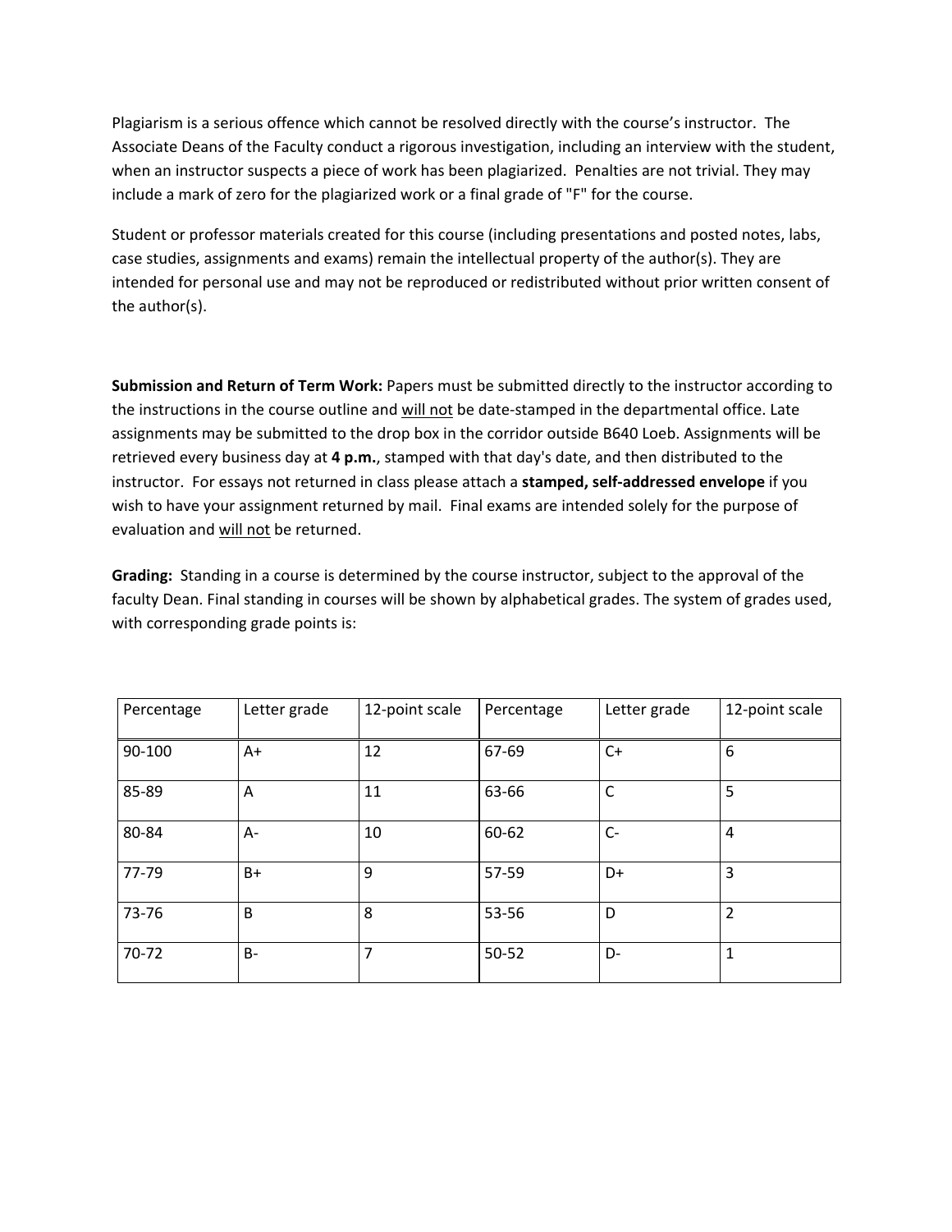Plagiarism is a serious offence which cannot be resolved directly with the course's instructor. The Associate Deans of the Faculty conduct a rigorous investigation, including an interview with the student, when an instructor suspects a piece of work has been plagiarized. Penalties are not trivial. They may include a mark of zero for the plagiarized work or a final grade of "F" for the course.

Student or professor materials created for this course (including presentations and posted notes, labs, case studies, assignments and exams) remain the intellectual property of the author(s). They are intended for personal use and may not be reproduced or redistributed without prior written consent of the author(s).

**Submission and Return of Term Work:** Papers must be submitted directly to the instructor according to the instructions in the course outline and <u>will not</u> be date-stamped in the departmental office. Late assignments may be submitted to the drop box in the corridor outside B640 Loeb. Assignments will be retrieved every business day at **4 p.m.**, stamped with that day's date, and then distributed to the instructor. For essays not returned in class please attach a **stamped, self-addressed envelope** if you wish to have your assignment returned by mail. Final exams are intended solely for the purpose of evaluation and <u>will not</u> be returned.

**Grading:** Standing in a course is determined by the course instructor, subject to the approval of the faculty Dean. Final standing in courses will be shown by alphabetical grades. The system of grades used, with corresponding grade points is:

| Percentage | Letter grade | 12-point scale | Percentage | Letter grade | 12-point scale |
|---|---|---|---|---|---|
| 90-100 | A+ | 12 | 67-69 | C+ | 6 |
| 85-89 | A | 11 | 63-66 | C | 5 |
| 80-84 | A- | 10 | 60-62 | C- | 4 |
| 77-79 | B+ | 9 | 57-59 | D+ | 3 |
| 73-76 | B | 8 | 53-56 | D | 2 |
| 70-72 | B- | 7 | 50-52 | D- | 1 |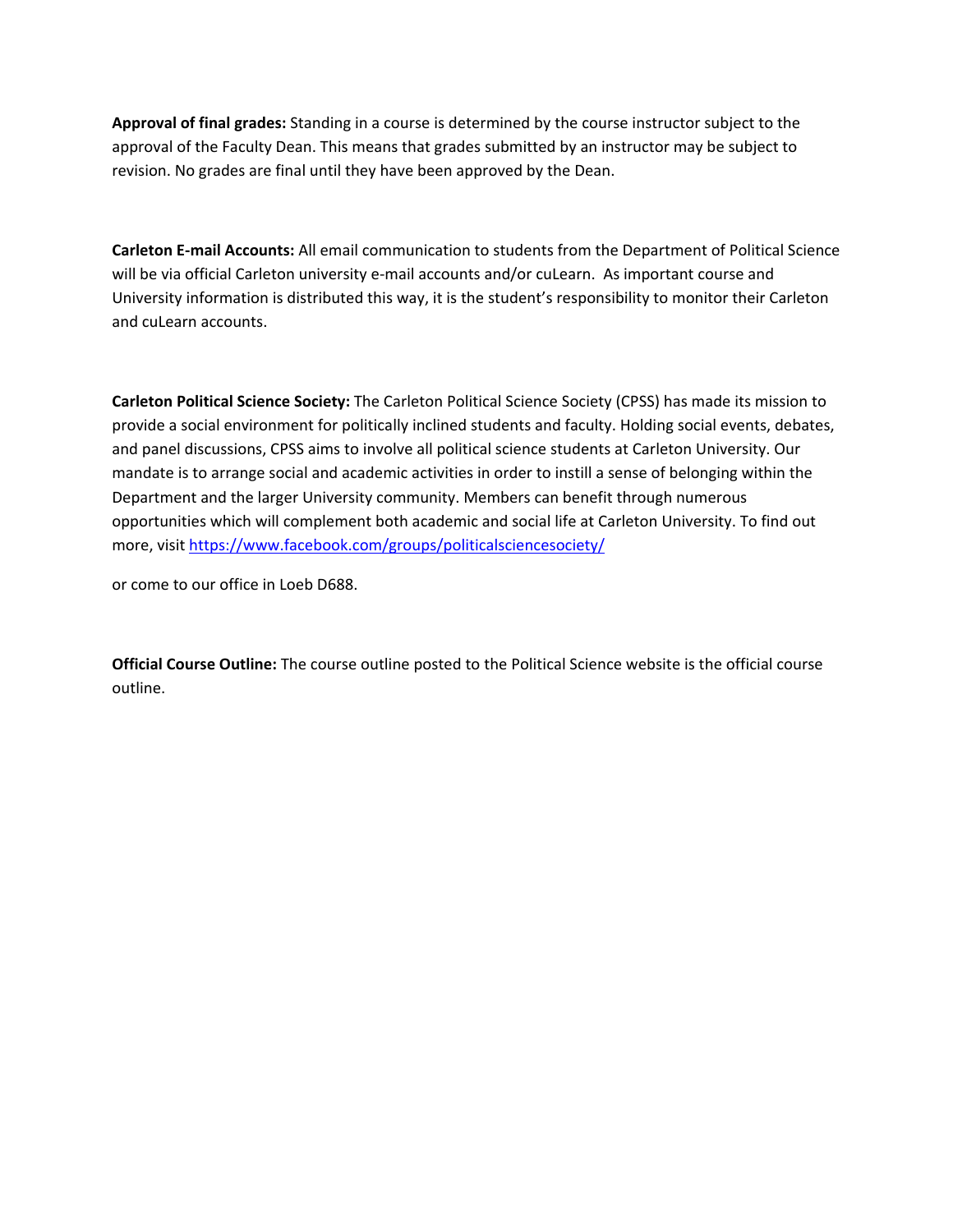**Approval of final grades:** Standing in a course is determined by the course instructor subject to the approval of the Faculty Dean. This means that grades submitted by an instructor may be subject to revision. No grades are final until they have been approved by the Dean.

**Carleton E-mail Accounts:** All email communication to students from the Department of Political Science will be via official Carleton university e-mail accounts and/or cuLearn. As important course and University information is distributed this way, it is the student's responsibility to monitor their Carleton and cuLearn accounts.

**Carleton Political Science Society:** The Carleton Political Science Society (CPSS) has made its mission to provide a social environment for politically inclined students and faculty. Holding social events, debates, and panel discussions, CPSS aims to involve all political science students at Carleton University. Our mandate is to arrange social and academic activities in order to instill a sense of belonging within the Department and the larger University community. Members can benefit through numerous opportunities which will complement both academic and social life at Carleton University. To find out more, visit https://www.facebook.com/groups/politicalsciencesociety/

or come to our office in Loeb D688.

**Official Course Outline:** The course outline posted to the Political Science website is the official course outline.